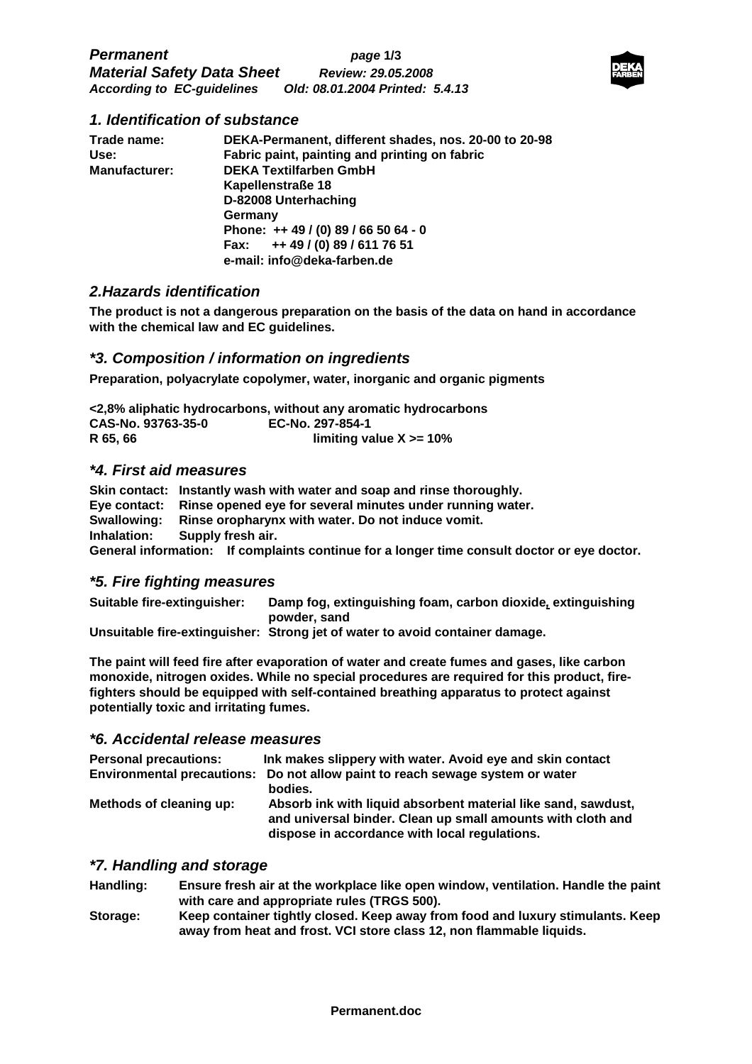# Permanent
## Material Safety Data Sheet
*According to EC-guidelines*

*Review: 29.05.2008*
*Old: 08.01.2004 Printed: 5.4.13*

## 1. Identification of substance

| | |
|---|---|
| **Trade name:** | **DEKA-Permanent, different shades, nos. 20-00 to 20-98** |
| **Use:** | **Fabric paint, painting and printing on fabric** |
| **Manufacturer:** | **DEKA Textilfarben GmbH**<br>**Kapellenstraße 18**<br>**D-82008 Unterhaching**<br>**Germany**<br>**Phone: ++ 49 / (0) 89 / 66 50 64 - 0**<br>**Fax: ++ 49 / (0) 89 / 611 76 51**<br>**e-mail: info@deka-farben.de** |

## 2.Hazards identification

**The product is not a dangerous preparation on the basis of the data on hand in accordance with the chemical law and EC guidelines.**

## *3. Composition / information on ingredients

**Preparation, polyacrylate copolymer, water, inorganic and organic pigments**

**<2,8% aliphatic hydrocarbons, without any aromatic hydrocarbons**
**CAS-No. 93763-35-0 EC-No. 297-854-1**
**R 65, 66 limiting value X >= 10%**

## *4. First aid measures

**Skin contact:** **Instantly wash with water and soap and rinse thoroughly.**
**Eye contact:** **Rinse opened eye for several minutes under running water.**
**Swallowing:** **Rinse oropharynx with water. Do not induce vomit.**
**Inhalation:** **Supply fresh air.**
**General information:** **If complaints continue for a longer time consult doctor or eye doctor.**

## *5. Fire fighting measures

**Suitable fire-extinguisher:** **Damp fog, extinguishing foam, carbon dioxide, extinguishing powder, sand**
**Unsuitable fire-extinguisher:** **Strong jet of water to avoid container damage.**

**The paint will feed fire after evaporation of water and create fumes and gases, like carbon monoxide, nitrogen oxides. While no special procedures are required for this product, fire-fighters should be equipped with self-contained breathing apparatus to protect against potentially toxic and irritating fumes.**

## *6. Accidental release measures

| | |
|---|---|
| **Personal precautions:** | **Ink makes slippery with water. Avoid eye and skin contact** |
| **Environmental precautions:** | **Do not allow paint to reach sewage system or water bodies.** |
| **Methods of cleaning up:** | **Absorb ink with liquid absorbent material like sand, sawdust, and universal binder. Clean up small amounts with cloth and dispose in accordance with local regulations.** |

## *7. Handling and storage

| | |
|---|---|
| **Handling:** | **Ensure fresh air at the workplace like open window, ventilation. Handle the paint with care and appropriate rules (TRGS 500).** |
| **Storage:** | **Keep container tightly closed. Keep away from food and luxury stimulants. Keep away from heat and frost. VCI store class 12, non flammable liquids.** |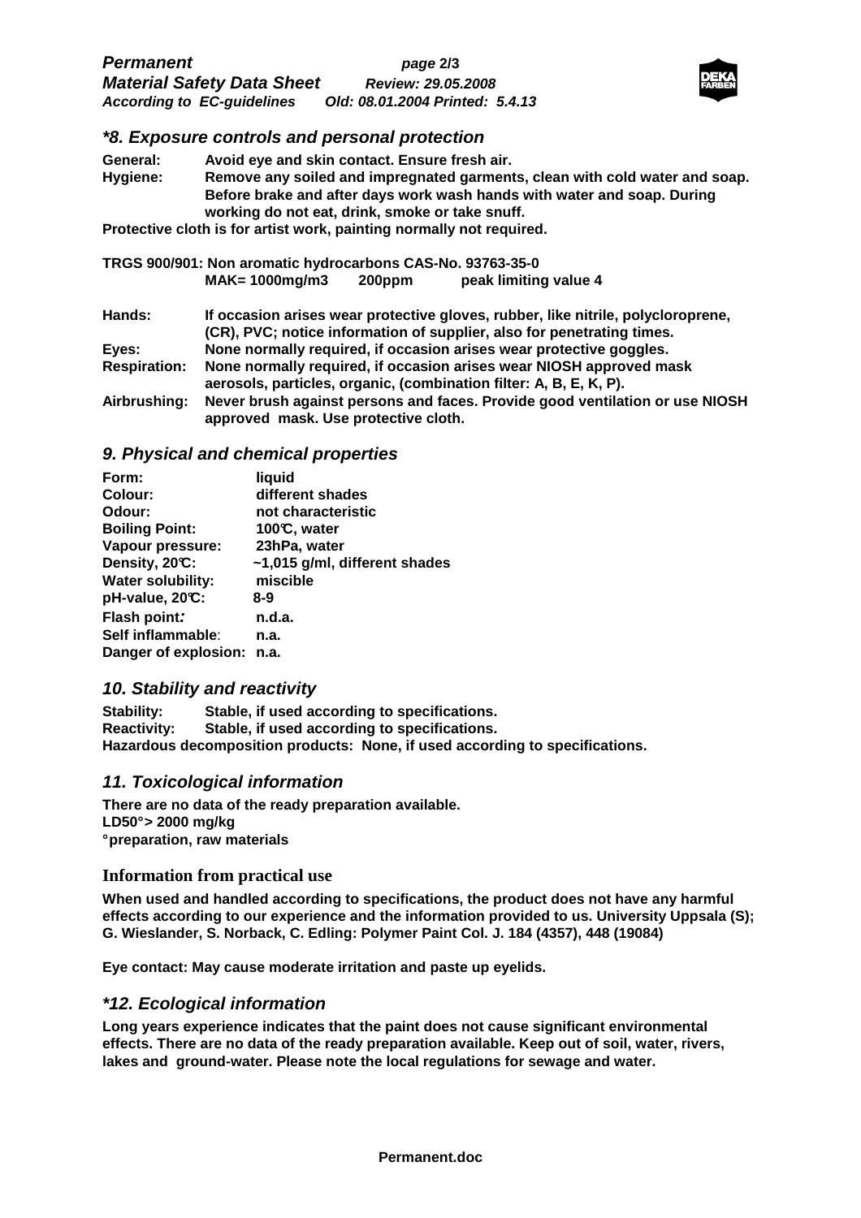## *8. Exposure controls and personal protection

**General:** Avoid eye and skin contact. Ensure fresh air.

**Hygiene:** Remove any soiled and impregnated garments, clean with cold water and soap. Before brake and after days work wash hands with water and soap. During working do not eat, drink, smoke or take snuff.

**Protective cloth is for artist work, painting normally not required.**

**TRGS 900/901: Non aromatic hydrocarbons CAS-No. 93763-35-0**
**MAK= 1000mg/m3 200ppm peak limiting value 4**

**Hands:** If occasion arises wear protective gloves, rubber, like nitrile, polycloroprene, (CR), PVC; notice information of supplier, also for penetrating times.

**Eyes:** None normally required, if occasion arises wear protective goggles.

**Respiration:** None normally required, if occasion arises wear NIOSH approved mask aerosols, particles, organic, (combination filter: A, B, E, K, P).

**Airbrushing:** Never brush against persons and faces. Provide good ventilation or use NIOSH approved mask. Use protective cloth.

## 9. Physical and chemical properties

| | |
|---|---|
| Form: | liquid |
| Colour: | different shades |
| Odour: | not characteristic |
| Boiling Point: | 100°C, water |
| Vapour pressure: | 23hPa, water |
| Density, 20°C: | ~1,015 g/ml, different shades |
| Water solubility: | miscible |
| pH-value, 20°C: | 8-9 |
| Flash point: | n.d.a. |
| Self inflammable: | n.a. |
| Danger of explosion: | n.a. |

## 10. Stability and reactivity

**Stability:** Stable, if used according to specifications.
**Reactivity:** Stable, if used according to specifications.
**Hazardous decomposition products:** None, if used according to specifications.

## 11. Toxicological information

**There are no data of the ready preparation available.**
**LD50° > 2000 mg/kg**
**° preparation, raw materials**

### Information from practical use

**When used and handled according to specifications, the product does not have any harmful effects according to our experience and the information provided to us. University Uppsala (S); G. Wieslander, S. Norback, C. Edling: Polymer Paint Col. J. 184 (4357), 448 (19084)**

**Eye contact: May cause moderate irritation and paste up eyelids.**

## *12. Ecological information

**Long years experience indicates that the paint does not cause significant environmental effects. There are no data of the ready preparation available. Keep out of soil, water, rivers, lakes and ground-water. Please note the local regulations for sewage and water.**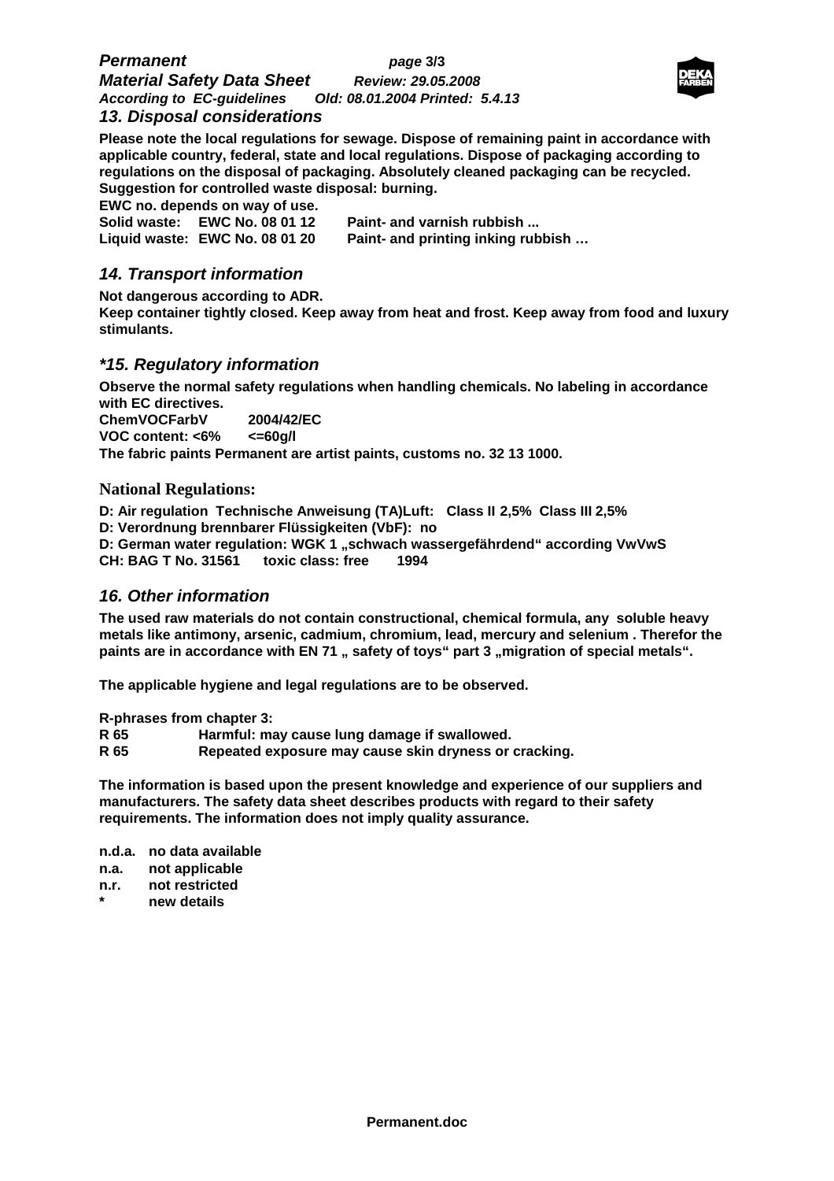## 13. Disposal considerations

**Please note the local regulations for sewage. Dispose of remaining paint in accordance with applicable country, federal, state and local regulations. Dispose of packaging according to regulations on the disposal of packaging. Absolutely cleaned packaging can be recycled. Suggestion for controlled waste disposal: burning.**

**EWC no. depends on way of use.**

| | | |
|---|---|---|
| **Solid waste:** | **EWC No. 08 01 12** | **Paint- and varnish rubbish ...** |
| **Liquid waste:** | **EWC No. 08 01 20** | **Paint- and printing inking rubbish …** |

## 14. Transport information

**Not dangerous according to ADR.**
**Keep container tightly closed. Keep away from heat and frost. Keep away from food and luxury stimulants.**

## *15. Regulatory information

**Observe the normal safety regulations when handling chemicals. No labeling in accordance with EC directives.**

**ChemVOCFarbV 2004/42/EC**
**VOC content: <6% <=60g/l**
**The fabric paints Permanent are artist paints, customs no. 32 13 1000.**

### National Regulations:

**D: Air regulation Technische Anweisung (TA)Luft: Class II 2,5% Class III 2,5%**
**D: Verordnung brennbarer Flüssigkeiten (VbF): no**
**D: German water regulation: WGK 1 „schwach wassergefährdend“ according VwVwS**
**CH: BAG T No. 31561 toxic class: free 1994**

## 16. Other information

**The used raw materials do not contain constructional, chemical formula, any soluble heavy metals like antimony, arsenic, cadmium, chromium, lead, mercury and selenium . Therefor the paints are in accordance with EN 71 „ safety of toys“ part 3 „migration of special metals“.**

**The applicable hygiene and legal regulations are to be observed.**

**R-phrases from chapter 3:**

| | |
|---|---|
| **R 65** | **Harmful: may cause lung damage if swallowed.** |
| **R 65** | **Repeated exposure may cause skin dryness or cracking.** |

**The information is based upon the present knowledge and experience of our suppliers and manufacturers. The safety data sheet describes products with regard to their safety requirements. The information does not imply quality assurance.**

| | |
|---|---|
| **n.d.a.** | **no data available** |
| **n.a.** | **not applicable** |
| **n.r.** | **not restricted** |
| **\*** | **new details** |